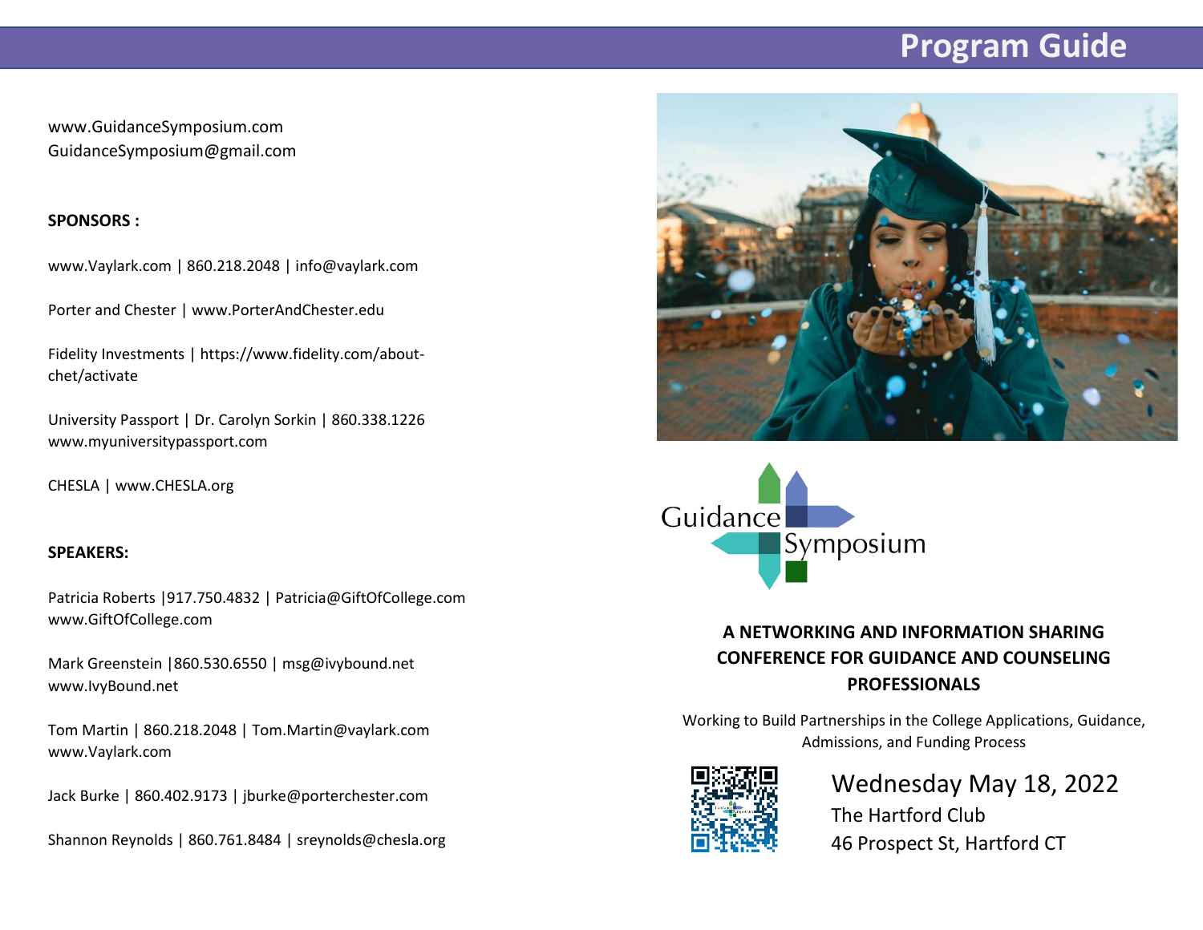# Program Guide

www.GuidanceSymposium.com
GuidanceSymposium@gmail.com

**SPONSORS :**

www.Vaylark.com | 860.218.2048 | info@vaylark.com

Porter and Chester | www.PorterAndChester.edu

Fidelity Investments | https://www.fidelity.com/about-chet/activate

University Passport | Dr. Carolyn Sorkin | 860.338.1226
www.myuniversitypassport.com

CHESLA | www.CHESLA.org

**SPEAKERS:**

Patricia Roberts |917.750.4832 | Patricia@GiftOfCollege.com
www.GiftOfCollege.com

Mark Greenstein |860.530.6550 | msg@ivybound.net
www.IvyBound.net

Tom Martin | 860.218.2048 | Tom.Martin@vaylark.com
www.Vaylark.com

Jack Burke | 860.402.9173 | jburke@porterchester.com

Shannon Reynolds | 860.761.8484 | sreynolds@chesla.org

Guidance Symposium

**A NETWORKING AND INFORMATION SHARING CONFERENCE FOR GUIDANCE AND COUNSELING PROFESSIONALS**

Working to Build Partnerships in the College Applications, Guidance, Admissions, and Funding Process

Wednesday May 18, 2022
The Hartford Club
46 Prospect St, Hartford CT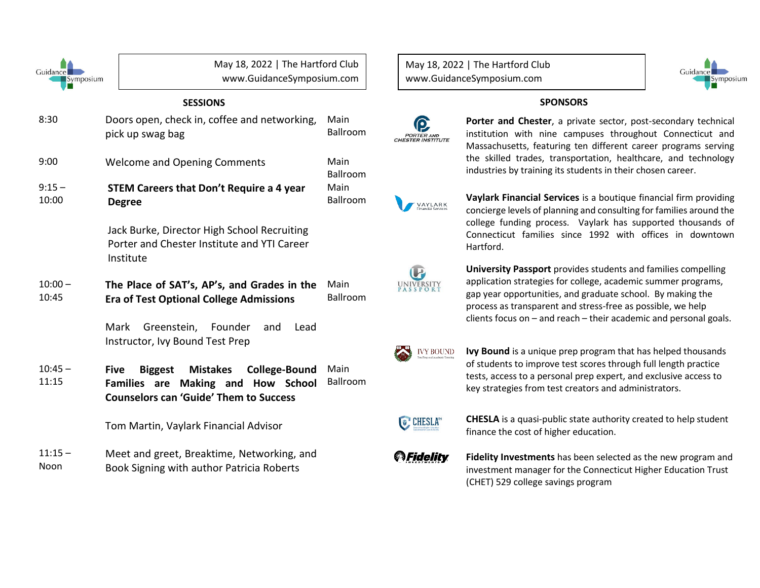May 18, 2022 | The Hartford Club
www.GuidanceSymposium.com

## SESSIONS

| Time | Session | Location |
|---|---|---|
| 8:30 | Doors open, check in, coffee and networking, pick up swag bag | Main Ballroom |
| 9:00 | Welcome and Opening Comments | Main Ballroom |
| 9:15 – 10:00 | **STEM Careers that Don't Require a 4 year Degree**<br><br>Jack Burke, Director High School Recruiting Porter and Chester Institute and YTI Career Institute | Main Ballroom |
| 10:00 – 10:45 | **The Place of SAT's, AP's, and Grades in the Era of Test Optional College Admissions**<br><br>Mark Greenstein, Founder and Lead Instructor, Ivy Bound Test Prep | Main Ballroom |
| 10:45 – 11:15 | **Five Biggest Mistakes College-Bound Families are Making and How School Counselors can 'Guide' Them to Success**<br><br>Tom Martin, Vaylark Financial Advisor | Main Ballroom |
| 11:15 – Noon | Meet and greet, Breaktime, Networking, and Book Signing with author Patricia Roberts | |

May 18, 2022 | The Hartford Club
www.GuidanceSymposium.com

## SPONSORS

**Porter and Chester**, a private sector, post-secondary technical institution with nine campuses throughout Connecticut and Massachusetts, featuring ten different career programs serving the skilled trades, transportation, healthcare, and technology industries by training its students in their chosen career.

**Vaylark Financial Services** is a boutique financial firm providing concierge levels of planning and consulting for families around the college funding process. Vaylark has supported thousands of Connecticut families since 1992 with offices in downtown Hartford.

**University Passport** provides students and families compelling application strategies for college, academic summer programs, gap year opportunities, and graduate school. By making the process as transparent and stress-free as possible, we help clients focus on – and reach – their academic and personal goals.

**Ivy Bound** is a unique prep program that has helped thousands of students to improve test scores through full length practice tests, access to a personal prep expert, and exclusive access to key strategies from test creators and administrators.

**CHESLA** is a quasi-public state authority created to help student finance the cost of higher education.

**Fidelity Investments** has been selected as the new program and investment manager for the Connecticut Higher Education Trust (CHET) 529 college savings program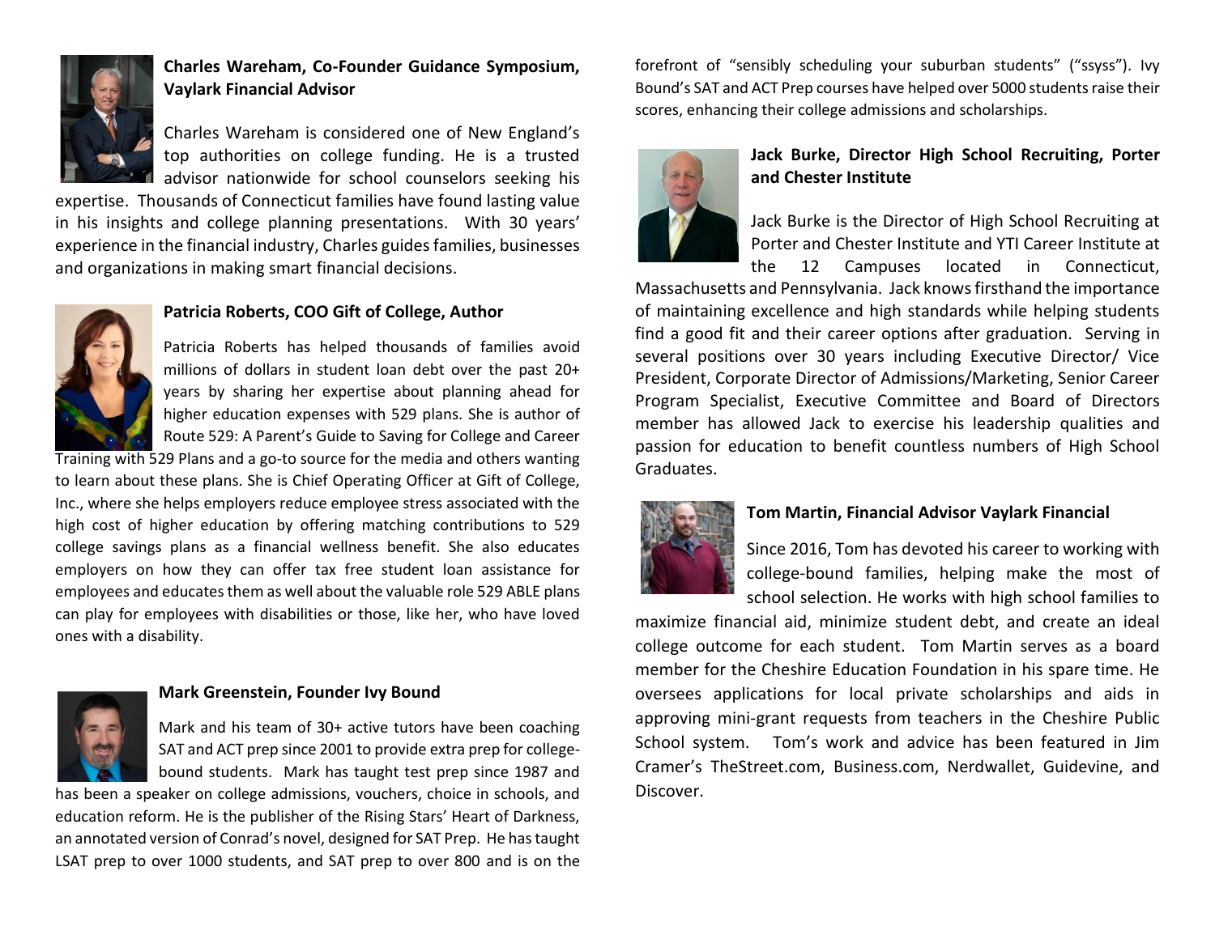**Charles Wareham, Co-Founder Guidance Symposium, Vaylark Financial Advisor**

Charles Wareham is considered one of New England's top authorities on college funding. He is a trusted advisor nationwide for school counselors seeking his expertise. Thousands of Connecticut families have found lasting value in his insights and college planning presentations. With 30 years' experience in the financial industry, Charles guides families, businesses and organizations in making smart financial decisions.

**Patricia Roberts, COO Gift of College, Author**

Patricia Roberts has helped thousands of families avoid millions of dollars in student loan debt over the past 20+ years by sharing her expertise about planning ahead for higher education expenses with 529 plans. She is author of Route 529: A Parent's Guide to Saving for College and Career Training with 529 Plans and a go-to source for the media and others wanting to learn about these plans. She is Chief Operating Officer at Gift of College, Inc., where she helps employers reduce employee stress associated with the high cost of higher education by offering matching contributions to 529 college savings plans as a financial wellness benefit. She also educates employers on how they can offer tax free student loan assistance for employees and educates them as well about the valuable role 529 ABLE plans can play for employees with disabilities or those, like her, who have loved ones with a disability.

**Mark Greenstein, Founder Ivy Bound**

Mark and his team of 30+ active tutors have been coaching SAT and ACT prep since 2001 to provide extra prep for college-bound students. Mark has taught test prep since 1987 and has been a speaker on college admissions, vouchers, choice in schools, and education reform. He is the publisher of the Rising Stars' Heart of Darkness, an annotated version of Conrad's novel, designed for SAT Prep. He has taught LSAT prep to over 1000 students, and SAT prep to over 800 and is on the forefront of "sensibly scheduling your suburban students" ("ssyss"). Ivy Bound's SAT and ACT Prep courses have helped over 5000 students raise their scores, enhancing their college admissions and scholarships.

**Jack Burke, Director High School Recruiting, Porter and Chester Institute**

Jack Burke is the Director of High School Recruiting at Porter and Chester Institute and YTI Career Institute at the 12 Campuses located in Connecticut, Massachusetts and Pennsylvania. Jack knows firsthand the importance of maintaining excellence and high standards while helping students find a good fit and their career options after graduation. Serving in several positions over 30 years including Executive Director/ Vice President, Corporate Director of Admissions/Marketing, Senior Career Program Specialist, Executive Committee and Board of Directors member has allowed Jack to exercise his leadership qualities and passion for education to benefit countless numbers of High School Graduates.

**Tom Martin, Financial Advisor Vaylark Financial**

Since 2016, Tom has devoted his career to working with college-bound families, helping make the most of school selection. He works with high school families to maximize financial aid, minimize student debt, and create an ideal college outcome for each student. Tom Martin serves as a board member for the Cheshire Education Foundation in his spare time. He oversees applications for local private scholarships and aids in approving mini-grant requests from teachers in the Cheshire Public School system. Tom's work and advice has been featured in Jim Cramer's TheStreet.com, Business.com, Nerdwallet, Guidevine, and Discover.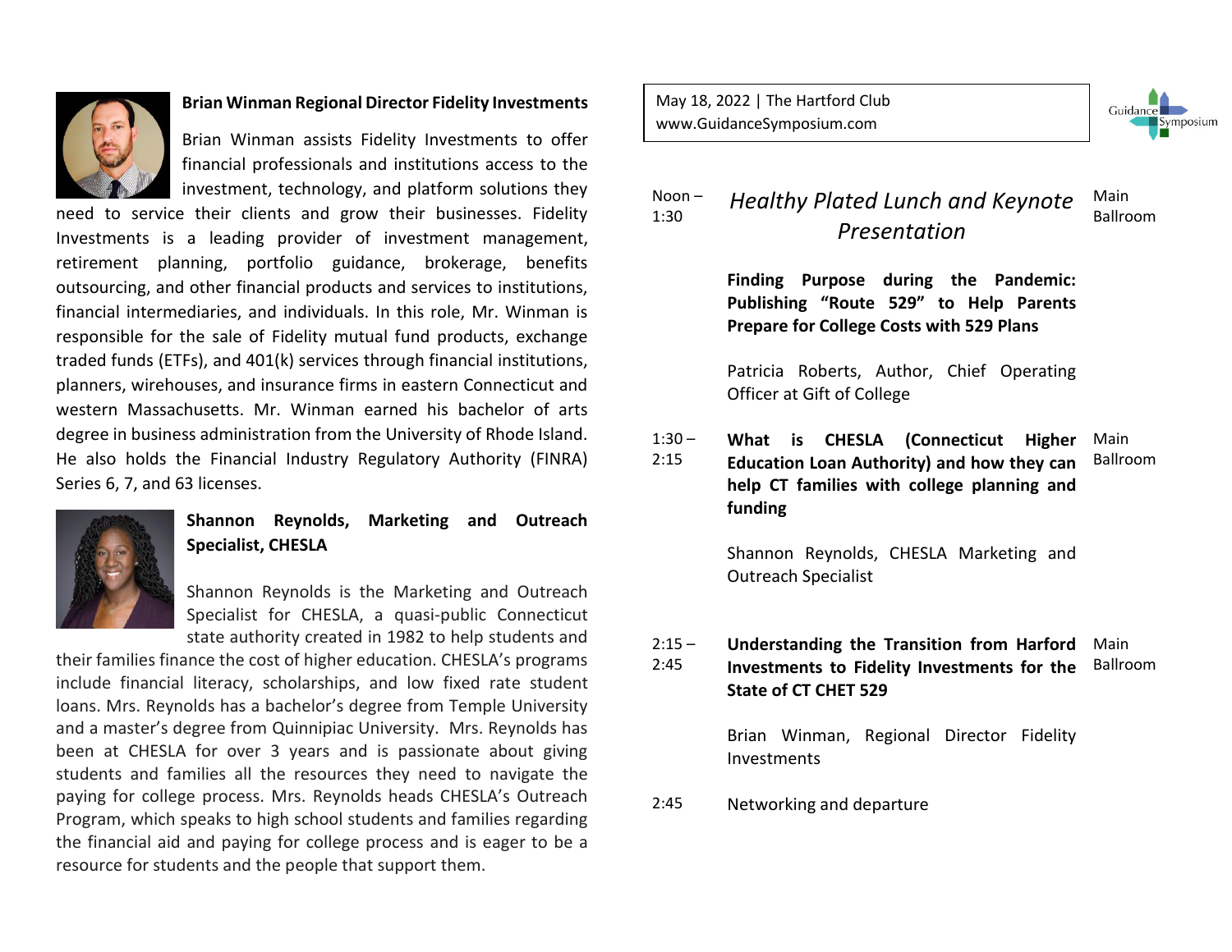**Brian Winman Regional Director Fidelity Investments**

Brian Winman assists Fidelity Investments to offer financial professionals and institutions access to the investment, technology, and platform solutions they need to service their clients and grow their businesses. Fidelity Investments is a leading provider of investment management, retirement planning, portfolio guidance, brokerage, benefits outsourcing, and other financial products and services to institutions, financial intermediaries, and individuals. In this role, Mr. Winman is responsible for the sale of Fidelity mutual fund products, exchange traded funds (ETFs), and 401(k) services through financial institutions, planners, wirehouses, and insurance firms in eastern Connecticut and western Massachusetts. Mr. Winman earned his bachelor of arts degree in business administration from the University of Rhode Island. He also holds the Financial Industry Regulatory Authority (FINRA) Series 6, 7, and 63 licenses.

**Shannon Reynolds, Marketing and Outreach Specialist, CHESLA**

Shannon Reynolds is the Marketing and Outreach Specialist for CHESLA, a quasi-public Connecticut state authority created in 1982 to help students and their families finance the cost of higher education. CHESLA's programs include financial literacy, scholarships, and low fixed rate student loans. Mrs. Reynolds has a bachelor's degree from Temple University and a master's degree from Quinnipiac University. Mrs. Reynolds has been at CHESLA for over 3 years and is passionate about giving students and families all the resources they need to navigate the paying for college process. Mrs. Reynolds heads CHESLA's Outreach Program, which speaks to high school students and families regarding the financial aid and paying for college process and is eager to be a resource for students and the people that support them.

May 18, 2022 | The Hartford Club
www.GuidanceSymposium.com

Guidance Symposium

| | | |
|---|---|---|
| Noon – 1:30 | *Healthy Plated Lunch and Keynote Presentation*<br><br>**Finding Purpose during the Pandemic: Publishing "Route 529" to Help Parents Prepare for College Costs with 529 Plans**<br><br>Patricia Roberts, Author, Chief Operating Officer at Gift of College | Main Ballroom |
| 1:30 – 2:15 | **What is CHESLA (Connecticut Higher Education Loan Authority) and how they can help CT families with college planning and funding**<br><br>Shannon Reynolds, CHESLA Marketing and Outreach Specialist | Main Ballroom |
| 2:15 – 2:45 | **Understanding the Transition from Harford Investments to Fidelity Investments for the State of CT CHET 529**<br><br>Brian Winman, Regional Director Fidelity Investments | Main Ballroom |
| 2:45 | Networking and departure | |